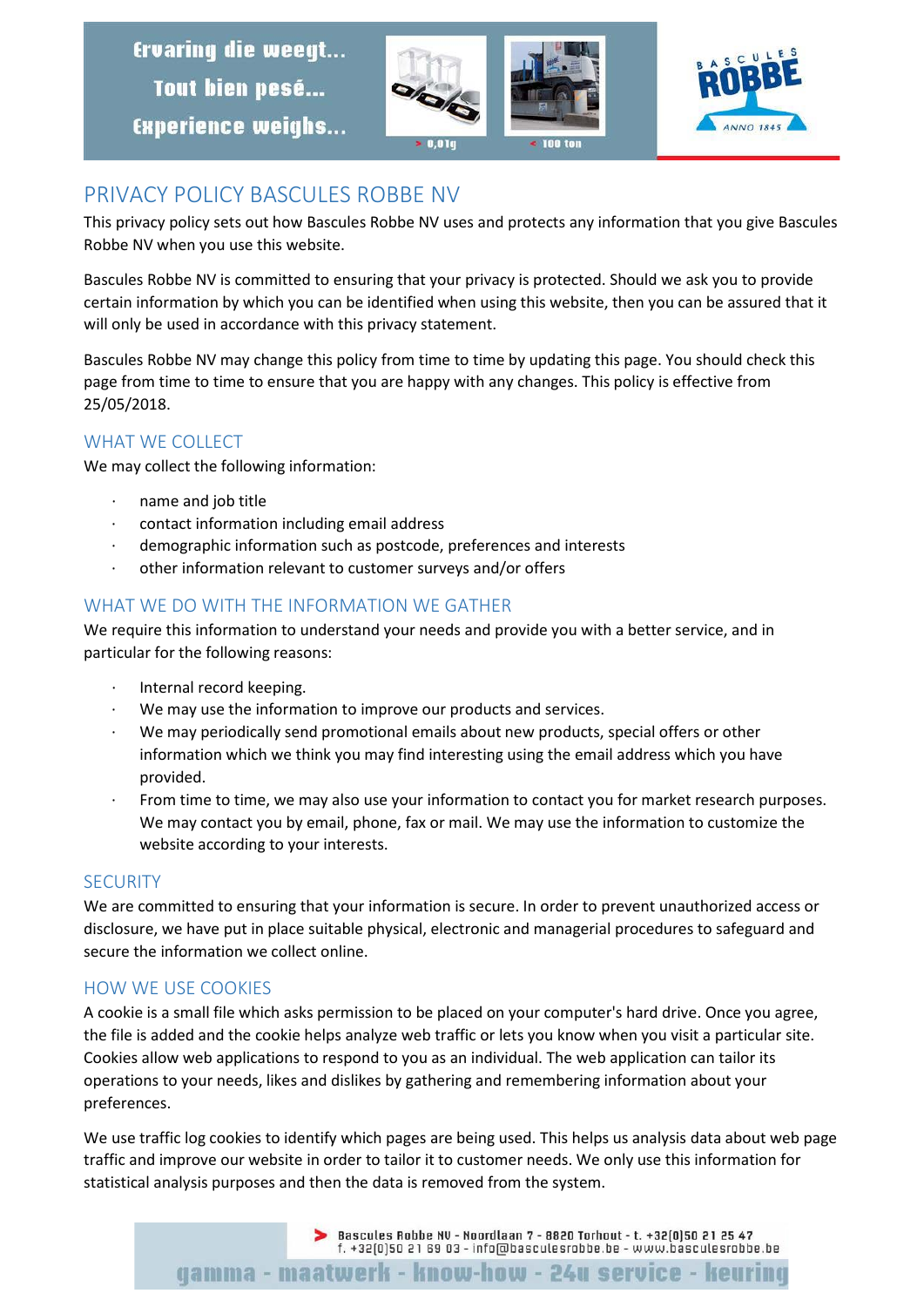# PRIVACY POLICY BASCULES ROBBE NV

This privacy policy sets out how Bascules Robbe NV uses and protects any information that you give Bascules Robbe NV when you use this website.

Bascules Robbe NV is committed to ensuring that your privacy is protected. Should we ask you to provide certain information by which you can be identified when using this website, then you can be assured that it will only be used in accordance with this privacy statement.

Bascules Robbe NV may change this policy from time to time by updating this page. You should check this page from time to time to ensure that you are happy with any changes. This policy is effective from 25/05/2018.

## WHAT WE COLLECT

We may collect the following information:

- name and job title
- contact information including email address
- demographic information such as postcode, preferences and interests
- other information relevant to customer surveys and/or offers

## WHAT WE DO WITH THE INFORMATION WE GATHER

We require this information to understand your needs and provide you with a better service, and in particular for the following reasons:

- Internal record keeping.
- We may use the information to improve our products and services.
- We may periodically send promotional emails about new products, special offers or other information which we think you may find interesting using the email address which you have provided.
- From time to time, we may also use your information to contact you for market research purposes. We may contact you by email, phone, fax or mail. We may use the information to customize the website according to your interests.

## SECURITY

We are committed to ensuring that your information is secure. In order to prevent unauthorized access or disclosure, we have put in place suitable physical, electronic and managerial procedures to safeguard and secure the information we collect online.

## HOW WE USE COOKIES

A cookie is a small file which asks permission to be placed on your computer's hard drive. Once you agree, the file is added and the cookie helps analyze web traffic or lets you know when you visit a particular site. Cookies allow web applications to respond to you as an individual. The web application can tailor its operations to your needs, likes and dislikes by gathering and remembering information about your preferences.

We use traffic log cookies to identify which pages are being used. This helps us analysis data about web page traffic and improve our website in order to tailor it to customer needs. We only use this information for statistical analysis purposes and then the data is removed from the system.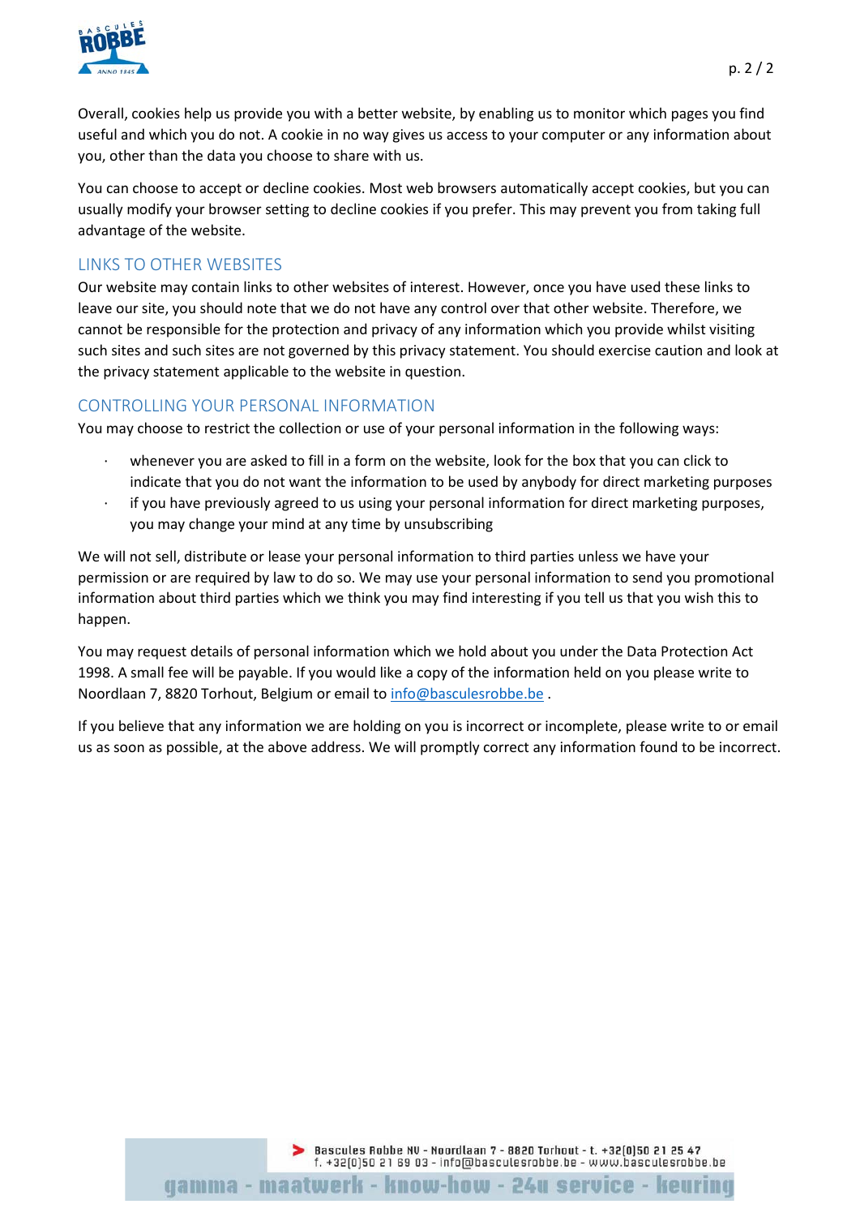Overall, cookies help us provide you with a better website, by enabling us to monitor which pages you find useful and which you do not. A cookie in no way gives us access to your computer or any information about you, other than the data you choose to share with us.

You can choose to accept or decline cookies. Most web browsers automatically accept cookies, but you can usually modify your browser setting to decline cookies if you prefer. This may prevent you from taking full advantage of the website.

## LINKS TO OTHER WEBSITES

Our website may contain links to other websites of interest. However, once you have used these links to leave our site, you should note that we do not have any control over that other website. Therefore, we cannot be responsible for the protection and privacy of any information which you provide whilst visiting such sites and such sites are not governed by this privacy statement. You should exercise caution and look at the privacy statement applicable to the website in question.

## CONTROLLING YOUR PERSONAL INFORMATION

You may choose to restrict the collection or use of your personal information in the following ways:

- whenever you are asked to fill in a form on the website, look for the box that you can click to indicate that you do not want the information to be used by anybody for direct marketing purposes
- if you have previously agreed to us using your personal information for direct marketing purposes, you may change your mind at any time by unsubscribing

We will not sell, distribute or lease your personal information to third parties unless we have your permission or are required by law to do so. We may use your personal information to send you promotional information about third parties which we think you may find interesting if you tell us that you wish this to happen.

You may request details of personal information which we hold about you under the Data Protection Act 1998. A small fee will be payable. If you would like a copy of the information held on you please write to Noordlaan 7, 8820 Torhout, Belgium or email to info@basculesrobbe.be .

If you believe that any information we are holding on you is incorrect or incomplete, please write to or email us as soon as possible, at the above address. We will promptly correct any information found to be incorrect.